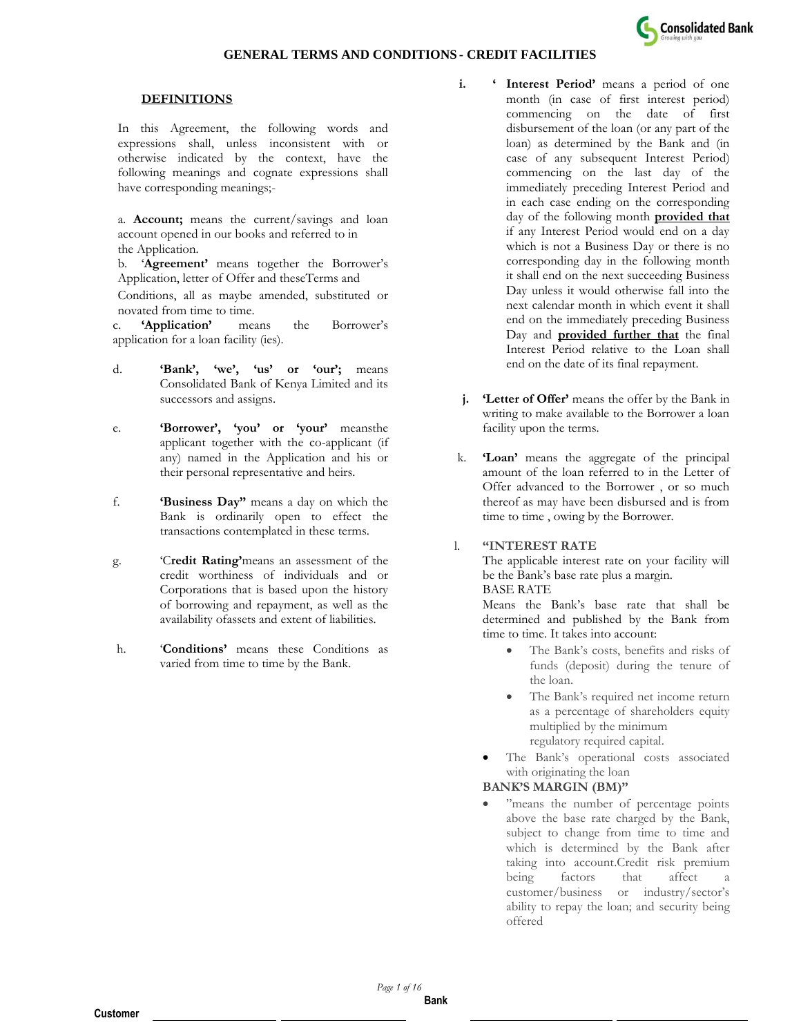# GENERAL TERMS AND CONDITIONS - CREDIT FACILITIES

## DEFINITIONS

In this Agreement, the following words and expressions shall, unless inconsistent with or otherwise indicated by the context, have the following meanings and cognate expressions shall have corresponding meanings;-

a. **Account;** means the current/savings and loan account opened in our books and referred to in the Application.

b. '**Agreement'** means together the Borrower's Application, letter of Offer and theseTerms and Conditions, all as maybe amended, substituted or novated from time to time.

c. **'Application'** means the Borrower's application for a loan facility (ies).

d. **'Bank', 'we', 'us' or 'our';** means Consolidated Bank of Kenya Limited and its successors and assigns.

e. **'Borrower', 'you' or 'your'** meansthe applicant together with the co-applicant (if any) named in the Application and his or their personal representative and heirs.

f. **'Business Day"** means a day on which the Bank is ordinarily open to effect the transactions contemplated in these terms.

g. 'C**redit Rating'**means an assessment of the credit worthiness of individuals and or Corporations that is based upon the history of borrowing and repayment, as well as the availability ofassets and extent of liabilities.

h. '**Conditions'** means these Conditions as varied from time to time by the Bank.

i. **' Interest Period'** means a period of one month (in case of first interest period) commencing on the date of first disbursement of the loan (or any part of the loan) as determined by the Bank and (in case of any subsequent Interest Period) commencing on the last day of the immediately preceding Interest Period and in each case ending on the corresponding day of the following month **provided that** if any Interest Period would end on a day which is not a Business Day or there is no corresponding day in the following month it shall end on the next succeeding Business Day unless it would otherwise fall into the next calendar month in which event it shall end on the immediately preceding Business Day and **provided further that** the final Interest Period relative to the Loan shall end on the date of its final repayment.

j. **'Letter of Offer'** means the offer by the Bank in writing to make available to the Borrower a loan facility upon the terms.

k. **'Loan'** means the aggregate of the principal amount of the loan referred to in the Letter of Offer advanced to the Borrower , or so much thereof as may have been disbursed and is from time to time , owing by the Borrower.

l. **"INTEREST RATE**

The applicable interest rate on your facility will be the Bank's base rate plus a margin.

BASE RATE

Means the Bank's base rate that shall be determined and published by the Bank from time to time. It takes into account:

- The Bank's costs, benefits and risks of funds (deposit) during the tenure of the loan.
- The Bank's required net income return as a percentage of shareholders equity multiplied by the minimum regulatory required capital.
- The Bank's operational costs associated with originating the loan

**BANK'S MARGIN (BM)"**

- "means the number of percentage points above the base rate charged by the Bank, subject to change from time to time and which is determined by the Bank after taking into account.Credit risk premium being factors that affect a customer/business or industry/sector's ability to repay the loan; and security being offered

Customer ______________ ______________ Bank ______________ ______________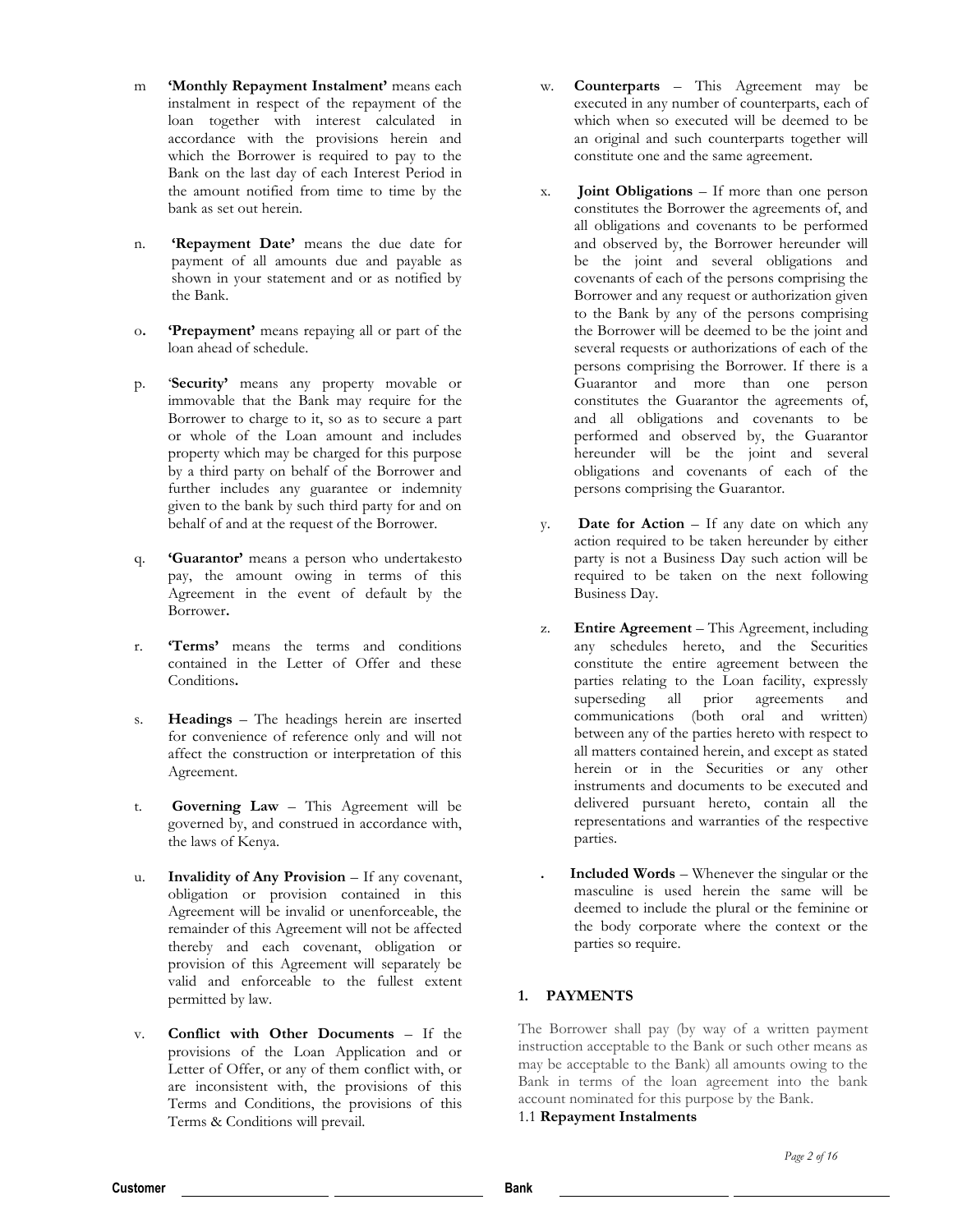m **'Monthly Repayment Instalment'** means each instalment in respect of the repayment of the loan together with interest calculated in accordance with the provisions herein and which the Borrower is required to pay to the Bank on the last day of each Interest Period in the amount notified from time to time by the bank as set out herein.

n. **'Repayment Date'** means the due date for payment of all amounts due and payable as shown in your statement and or as notified by the Bank.

o. **'Prepayment'** means repaying all or part of the loan ahead of schedule.

p. '**Security'** means any property movable or immovable that the Bank may require for the Borrower to charge to it, so as to secure a part or whole of the Loan amount and includes property which may be charged for this purpose by a third party on behalf of the Borrower and further includes any guarantee or indemnity given to the bank by such third party for and on behalf of and at the request of the Borrower.

q. **'Guarantor'** means a person who undertakesto pay, the amount owing in terms of this Agreement in the event of default by the Borrower**.**

r. **'Terms'** means the terms and conditions contained in the Letter of Offer and these Conditions**.**

s. **Headings** – The headings herein are inserted for convenience of reference only and will not affect the construction or interpretation of this Agreement.

t. **Governing Law** – This Agreement will be governed by, and construed in accordance with, the laws of Kenya.

u. **Invalidity of Any Provision** – If any covenant, obligation or provision contained in this Agreement will be invalid or unenforceable, the remainder of this Agreement will not be affected thereby and each covenant, obligation or provision of this Agreement will separately be valid and enforceable to the fullest extent permitted by law.

v. **Conflict with Other Documents** – If the provisions of the Loan Application and or Letter of Offer, or any of them conflict with, or are inconsistent with, the provisions of this Terms and Conditions, the provisions of this Terms & Conditions will prevail.

w. **Counterparts** – This Agreement may be executed in any number of counterparts, each of which when so executed will be deemed to be an original and such counterparts together will constitute one and the same agreement.

x. **Joint Obligations** – If more than one person constitutes the Borrower the agreements of, and all obligations and covenants to be performed and observed by, the Borrower hereunder will be the joint and several obligations and covenants of each of the persons comprising the Borrower and any request or authorization given to the Bank by any of the persons comprising the Borrower will be deemed to be the joint and several requests or authorizations of each of the persons comprising the Borrower. If there is a Guarantor and more than one person constitutes the Guarantor the agreements of, and all obligations and covenants to be performed and observed by, the Guarantor hereunder will be the joint and several obligations and covenants of each of the persons comprising the Guarantor.

y. **Date for Action** – If any date on which any action required to be taken hereunder by either party is not a Business Day such action will be required to be taken on the next following Business Day.

z. **Entire Agreement** – This Agreement, including any schedules hereto, and the Securities constitute the entire agreement between the parties relating to the Loan facility, expressly superseding all prior agreements and communications (both oral and written) between any of the parties hereto with respect to all matters contained herein, and except as stated herein or in the Securities or any other instruments and documents to be executed and delivered pursuant hereto, contain all the representations and warranties of the respective parties.

. **Included Words** – Whenever the singular or the masculine is used herein the same will be deemed to include the plural or the feminine or the body corporate where the context or the parties so require.

## 1. PAYMENTS

The Borrower shall pay (by way of a written payment instruction acceptable to the Bank or such other means as may be acceptable to the Bank) all amounts owing to the Bank in terms of the loan agreement into the bank account nominated for this purpose by the Bank.

1.1 **Repayment Instalments**

Customer ____________________ ____________________ Bank ____________________ ____________________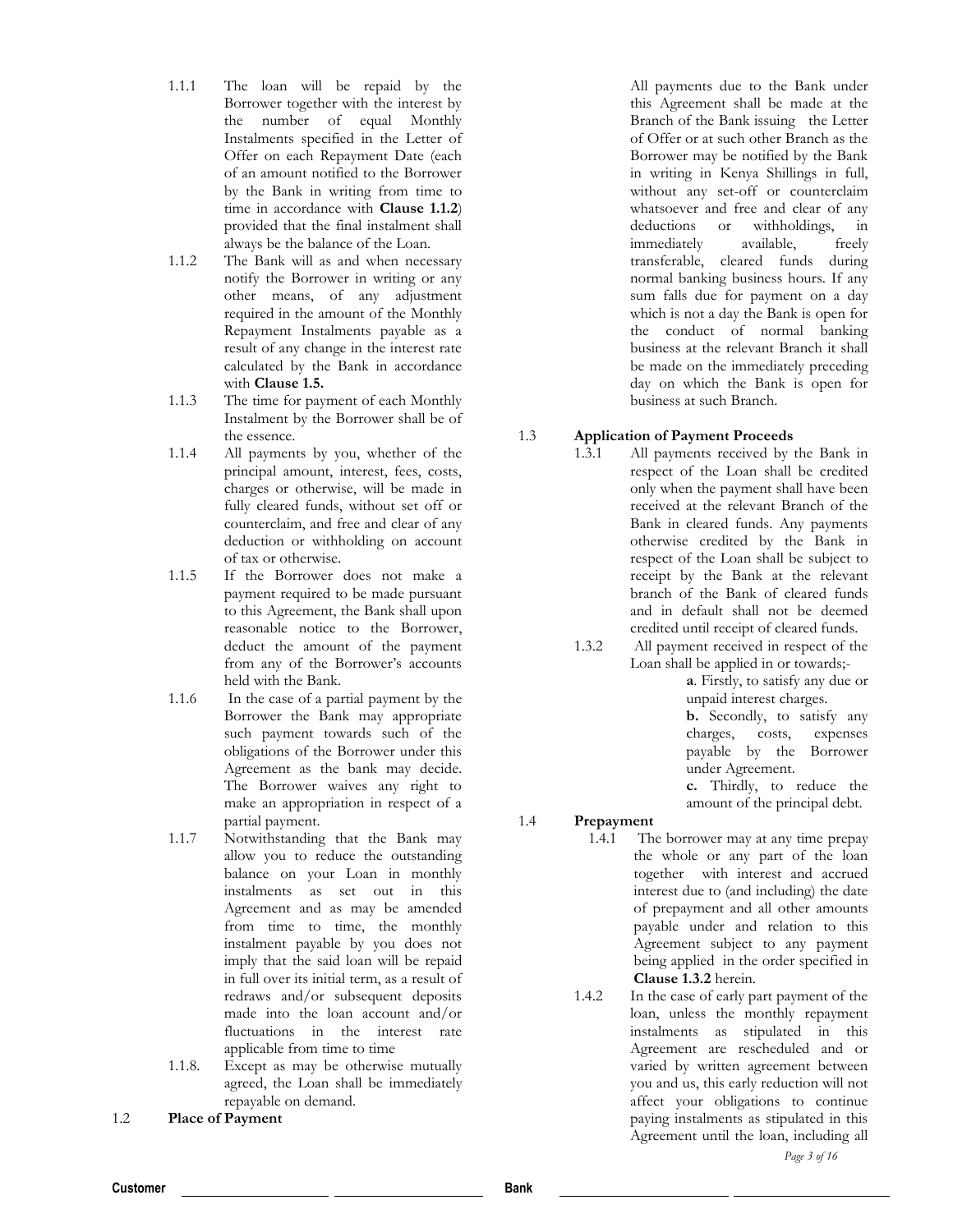1.1.1 The loan will be repaid by the Borrower together with the interest by the number of equal Monthly Instalments specified in the Letter of Offer on each Repayment Date (each of an amount notified to the Borrower by the Bank in writing from time to time in accordance with **Clause 1.1.2**) provided that the final instalment shall always be the balance of the Loan.

1.1.2 The Bank will as and when necessary notify the Borrower in writing or any other means, of any adjustment required in the amount of the Monthly Repayment Instalments payable as a result of any change in the interest rate calculated by the Bank in accordance with **Clause 1.5.**

1.1.3 The time for payment of each Monthly Instalment by the Borrower shall be of the essence.

1.1.4 All payments by you, whether of the principal amount, interest, fees, costs, charges or otherwise, will be made in fully cleared funds, without set off or counterclaim, and free and clear of any deduction or withholding on account of tax or otherwise.

1.1.5 If the Borrower does not make a payment required to be made pursuant to this Agreement, the Bank shall upon reasonable notice to the Borrower, deduct the amount of the payment from any of the Borrower's accounts held with the Bank.

1.1.6 In the case of a partial payment by the Borrower the Bank may appropriate such payment towards such of the obligations of the Borrower under this Agreement as the bank may decide. The Borrower waives any right to make an appropriation in respect of a partial payment.

1.1.7 Notwithstanding that the Bank may allow you to reduce the outstanding balance on your Loan in monthly instalments as set out in this Agreement and as may be amended from time to time, the monthly instalment payable by you does not imply that the said loan will be repaid in full over its initial term, as a result of redraws and/or subsequent deposits made into the loan account and/or fluctuations in the interest rate applicable from time to time

1.1.8. Except as may be otherwise mutually agreed, the Loan shall be immediately repayable on demand.

## 1.2 Place of Payment

All payments due to the Bank under this Agreement shall be made at the Branch of the Bank issuing the Letter of Offer or at such other Branch as the Borrower may be notified by the Bank in writing in Kenya Shillings in full, without any set-off or counterclaim whatsoever and free and clear of any deductions or withholdings, in immediately available, freely transferable, cleared funds during normal banking business hours. If any sum falls due for payment on a day which is not a day the Bank is open for the conduct of normal banking business at the relevant Branch it shall be made on the immediately preceding day on which the Bank is open for business at such Branch.

## 1.3 Application of Payment Proceeds

1.3.1 All payments received by the Bank in respect of the Loan shall be credited only when the payment shall have been received at the relevant Branch of the Bank in cleared funds. Any payments otherwise credited by the Bank in respect of the Loan shall be subject to receipt by the Bank at the relevant branch of the Bank of cleared funds and in default shall not be deemed credited until receipt of cleared funds.

1.3.2 All payment received in respect of the Loan shall be applied in or towards;-

**a**. Firstly, to satisfy any due or unpaid interest charges.

**b.** Secondly, to satisfy any charges, costs, expenses payable by the Borrower under Agreement.

**c.** Thirdly, to reduce the amount of the principal debt.

## 1.4 Prepayment

1.4.1 The borrower may at any time prepay the whole or any part of the loan together with interest and accrued interest due to (and including) the date of prepayment and all other amounts payable under and relation to this Agreement subject to any payment being applied in the order specified in **Clause 1.3.2** herein.

1.4.2 In the case of early part payment of the loan, unless the monthly repayment instalments as stipulated in this Agreement are rescheduled and or varied by written agreement between you and us, this early reduction will not affect your obligations to continue paying instalments as stipulated in this Agreement until the loan, including all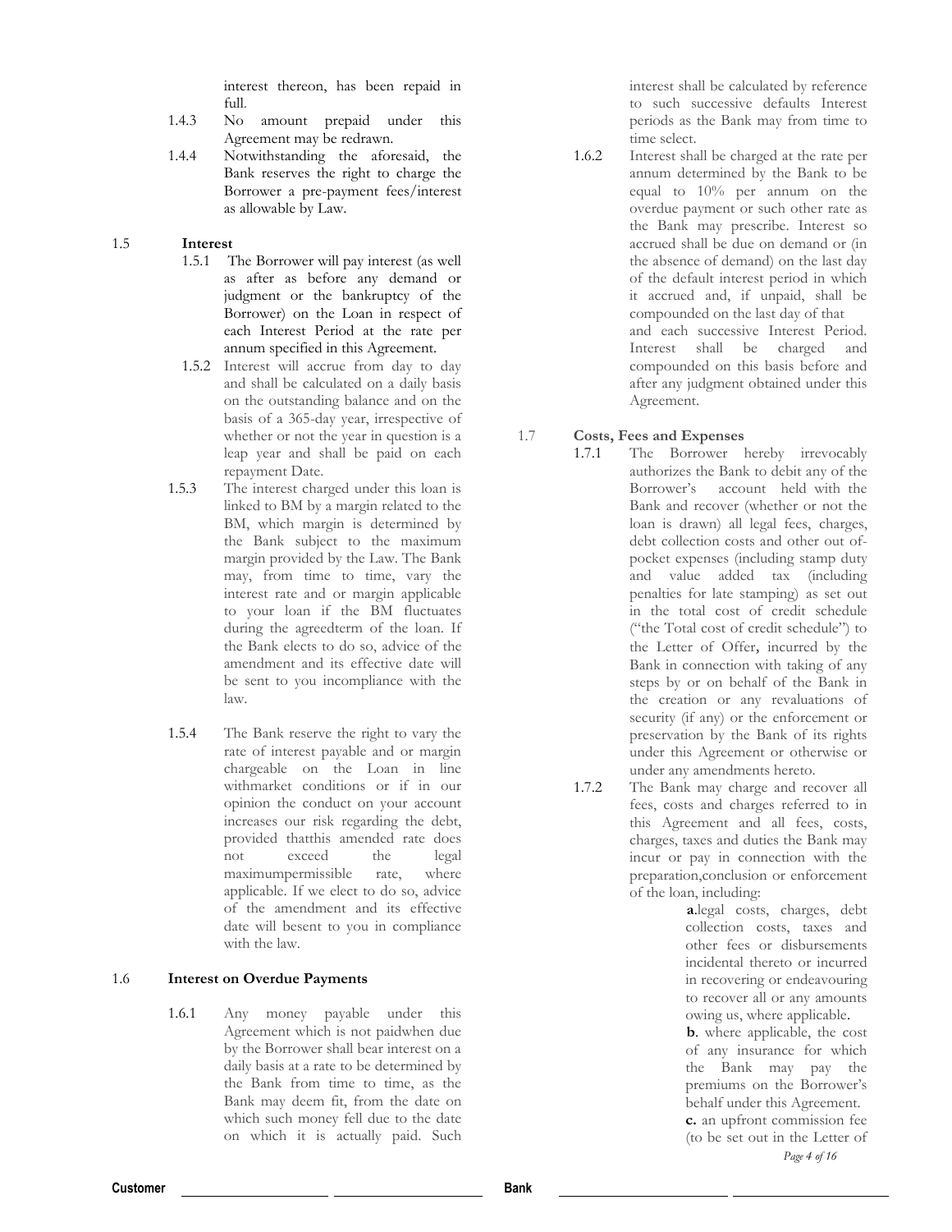interest thereon, has been repaid in full.

1.4.3 No amount prepaid under this Agreement may be redrawn.

1.4.4 Notwithstanding the aforesaid, the Bank reserves the right to charge the Borrower a pre-payment fees/interest as allowable by Law.

### 1.5 Interest

1.5.1 The Borrower will pay interest (as well as after as before any demand or judgment or the bankruptcy of the Borrower) on the Loan in respect of each Interest Period at the rate per annum specified in this Agreement.

1.5.2 Interest will accrue from day to day and shall be calculated on a daily basis on the outstanding balance and on the basis of a 365-day year, irrespective of whether or not the year in question is a leap year and shall be paid on each repayment Date.

1.5.3 The interest charged under this loan is linked to BM by a margin related to the BM, which margin is determined by the Bank subject to the maximum margin provided by the Law. The Bank may, from time to time, vary the interest rate and or margin applicable to your loan if the BM fluctuates during the agreedterm of the loan. If the Bank elects to do so, advice of the amendment and its effective date will be sent to you incompliance with the law.

1.5.4 The Bank reserve the right to vary the rate of interest payable and or margin chargeable on the Loan in line withmarket conditions or if in our opinion the conduct on your account increases our risk regarding the debt, provided thatthis amended rate does not exceed the legal maximumpermissible rate, where applicable. If we elect to do so, advice of the amendment and its effective date will besent to you in compliance with the law.

### 1.6 Interest on Overdue Payments

1.6.1 Any money payable under this Agreement which is not paidwhen due by the Borrower shall bear interest on a daily basis at a rate to be determined by the Bank from time to time, as the Bank may deem fit, from the date on which such money fell due to the date on which it is actually paid. Such interest shall be calculated by reference to such successive defaults Interest periods as the Bank may from time to time select.

1.6.2 Interest shall be charged at the rate per annum determined by the Bank to be equal to 10% per annum on the overdue payment or such other rate as the Bank may prescribe. Interest so accrued shall be due on demand or (in the absence of demand) on the last day of the default interest period in which it accrued and, if unpaid, shall be compounded on the last day of that and each successive Interest Period. Interest shall be charged and compounded on this basis before and after any judgment obtained under this Agreement.

### 1.7 Costs, Fees and Expenses

1.7.1 The Borrower hereby irrevocably authorizes the Bank to debit any of the Borrower's account held with the Bank and recover (whether or not the loan is drawn) all legal fees, charges, debt collection costs and other out of-pocket expenses (including stamp duty and value added tax (including penalties for late stamping) as set out in the total cost of credit schedule ("the Total cost of credit schedule") to the Letter of Offer, incurred by the Bank in connection with taking of any steps by or on behalf of the Bank in the creation or any revaluations of security (if any) or the enforcement or preservation by the Bank of its rights under this Agreement or otherwise or under any amendments hereto.

1.7.2 The Bank may charge and recover all fees, costs and charges referred to in this Agreement and all fees, costs, charges, taxes and duties the Bank may incur or pay in connection with the preparation,conclusion or enforcement of the loan, including:

**a**.legal costs, charges, debt collection costs, taxes and other fees or disbursements incidental thereto or incurred in recovering or endeavouring to recover all or any amounts owing us, where applicable.

**b**. where applicable, the cost of any insurance for which the Bank may pay the premiums on the Borrower's behalf under this Agreement.

**c.** an upfront commission fee (to be set out in the Letter of

**Customer** \_\_\_\_\_\_\_\_\_\_\_\_\_\_\_\_\_\_\_\_ \_\_\_\_\_\_\_\_\_\_\_\_\_\_\_\_\_\_\_\_ **Bank** \_\_\_\_\_\_\_\_\_\_\_\_\_\_\_\_\_\_\_\_ \_\_\_\_\_\_\_\_\_\_\_\_\_\_\_\_\_\_\_\_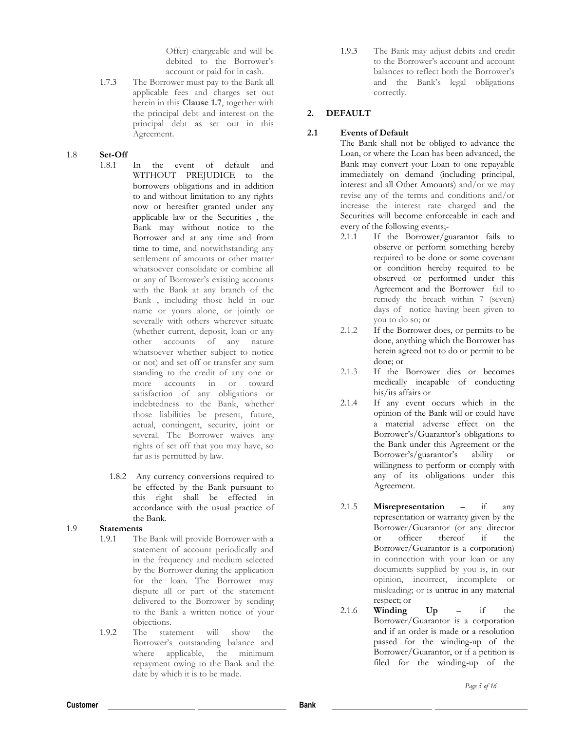Offer) chargeable and will be debited to the Borrower's account or paid for in cash.

1.7.3 The Borrower must pay to the Bank all applicable fees and charges set out herein in this **Clause 1.7**, together with the principal debt and interest on the principal debt as set out in this Agreement.

### 1.8 Set-Off

1.8.1 In the event of default and WITHOUT PREJUDICE to the borrowers obligations and in addition to and without limitation to any rights now or hereafter granted under any applicable law or the Securities , the Bank may without notice to the Borrower and at any time and from time to time, and notwithstanding any settlement of amounts or other matter whatsoever consolidate or combine all or any of Borrower's existing accounts with the Bank at any branch of the Bank , including those held in our name or yours alone, or jointly or severally with others wherever situate (whether current, deposit, loan or any other accounts of any nature whatsoever whether subject to notice or not) and set off or transfer any sum standing to the credit of any one or more accounts in or toward satisfaction of any obligations or indebtedness to the Bank, whether those liabilities be present, future, actual, contingent, security, joint or several. The Borrower waives any rights of set off that you may have, so far as is permitted by law.

1.8.2 Any currency conversions required to be effected by the Bank pursuant to this right shall be effected in accordance with the usual practice of the Bank.

### 1.9 Statements

1.9.1 The Bank will provide Borrower with a statement of account periodically and in the frequency and medium selected by the Borrower during the application for the loan. The Borrower may dispute all or part of the statement delivered to the Borrower by sending to the Bank a written notice of your objections.

1.9.2 The statement will show the Borrower's outstanding balance and where applicable, the minimum repayment owing to the Bank and the date by which it is to be made.

1.9.3 The Bank may adjust debits and credit to the Borrower's account and account balances to reflect both the Borrower's and the Bank's legal obligations correctly.

## 2. DEFAULT

### 2.1 Events of Default

The Bank shall not be obliged to advance the Loan, or where the Loan has been advanced, the Bank may convert your Loan to one repayable immediately on demand (including principal, interest and all Other Amounts) and/or we may revise any of the terms and conditions and/or increase the interest rate charged and the Securities will become enforceable in each and every of the following events;-

2.1.1 If the Borrower/guarantor fails to observe or perform something hereby required to be done or some covenant or condition hereby required to be observed or performed under this Agreement and the Borrower fail to remedy the breach within 7 (seven) days of notice having been given to you to do so; or

2.1.2 If the Borrower does, or permits to be done, anything which the Borrower has herein agreed not to do or permit to be done; or

2.1.3 If the Borrower dies or becomes medically incapable of conducting his/its affairs or

2.1.4 If any event occurs which in the opinion of the Bank will or could have a material adverse effect on the Borrower's/Guarantor's obligations to the Bank under this Agreement or the Borrower's/guarantor's ability or willingness to perform or comply with any of its obligations under this Agreement.

2.1.5 **Misrepresentation** – if any representation or warranty given by the Borrower/Guarantor (or any director or officer thereof if the Borrower/Guarantor is a corporation) in connection with your loan or any documents supplied by you is, in our opinion, incorrect, incomplete or misleading; or is untrue in any material respect; or

2.1.6 **Winding Up** – if the Borrower/Guarantor is a corporation and if an order is made or a resolution passed for the winding-up of the Borrower/Guarantor, or if a petition is filed for the winding-up of the

Customer ____________ ____________ Bank ____________ ____________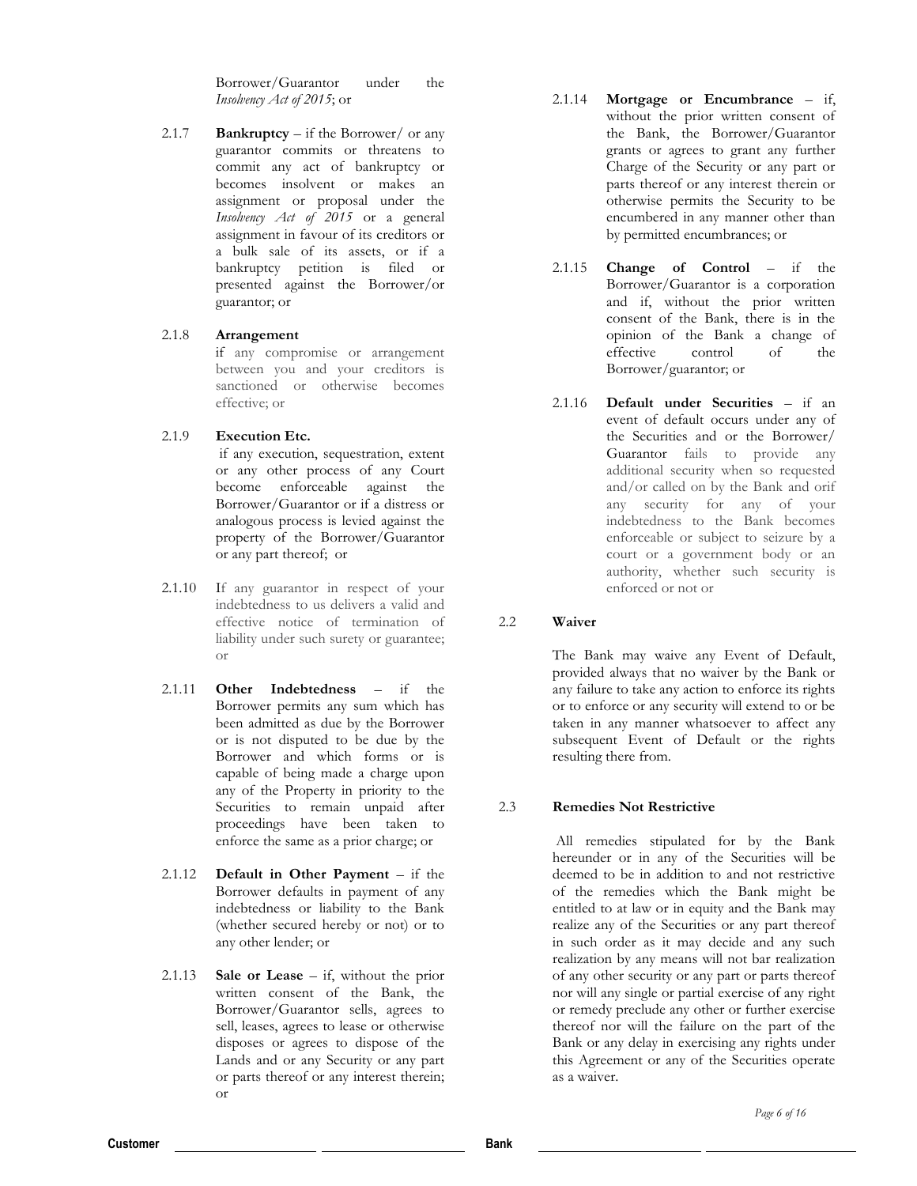Borrower/Guarantor under the *Insolvency Act of 2015*; or

2.1.7 **Bankruptcy** – if the Borrower/ or any guarantor commits or threatens to commit any act of bankruptcy or becomes insolvent or makes an assignment or proposal under the *Insolvency Act of 2015* or a general assignment in favour of its creditors or a bulk sale of its assets, or if a bankruptcy petition is filed or presented against the Borrower/or guarantor; or

2.1.8 **Arrangement**
if any compromise or arrangement between you and your creditors is sanctioned or otherwise becomes effective; or

2.1.9 **Execution Etc.**
if any execution, sequestration, extent or any other process of any Court become enforceable against the Borrower/Guarantor or if a distress or analogous process is levied against the property of the Borrower/Guarantor or any part thereof; or

2.1.10 If any guarantor in respect of your indebtedness to us delivers a valid and effective notice of termination of liability under such surety or guarantee; or

2.1.11 **Other Indebtedness** – if the Borrower permits any sum which has been admitted as due by the Borrower or is not disputed to be due by the Borrower and which forms or is capable of being made a charge upon any of the Property in priority to the Securities to remain unpaid after proceedings have been taken to enforce the same as a prior charge; or

2.1.12 **Default in Other Payment** – if the Borrower defaults in payment of any indebtedness or liability to the Bank (whether secured hereby or not) or to any other lender; or

2.1.13 **Sale or Lease** – if, without the prior written consent of the Bank, the Borrower/Guarantor sells, agrees to sell, leases, agrees to lease or otherwise disposes or agrees to dispose of the Lands and or any Security or any part or parts thereof or any interest therein; or

2.1.14 **Mortgage or Encumbrance** – if, without the prior written consent of the Bank, the Borrower/Guarantor grants or agrees to grant any further Charge of the Security or any part or parts thereof or any interest therein or otherwise permits the Security to be encumbered in any manner other than by permitted encumbrances; or

2.1.15 **Change of Control** – if the Borrower/Guarantor is a corporation and if, without the prior written consent of the Bank, there is in the opinion of the Bank a change of effective control of the Borrower/guarantor; or

2.1.16 **Default under Securities** – if an event of default occurs under any of the Securities and or the Borrower/ Guarantor fails to provide any additional security when so requested and/or called on by the Bank and orif any security for any of your indebtedness to the Bank becomes enforceable or subject to seizure by a court or a government body or an authority, whether such security is enforced or not or

2.2 **Waiver**

The Bank may waive any Event of Default, provided always that no waiver by the Bank or any failure to take any action to enforce its rights or to enforce or any security will extend to or be taken in any manner whatsoever to affect any subsequent Event of Default or the rights resulting there from.

2.3 **Remedies Not Restrictive**

All remedies stipulated for by the Bank hereunder or in any of the Securities will be deemed to be in addition to and not restrictive of the remedies which the Bank might be entitled to at law or in equity and the Bank may realize any of the Securities or any part thereof in such order as it may decide and any such realization by any means will not bar realization of any other security or any part or parts thereof nor will any single or partial exercise of any right or remedy preclude any other or further exercise thereof nor will the failure on the part of the Bank or any delay in exercising any rights under this Agreement or any of the Securities operate as a waiver.

Customer \_\_\_\_\_\_\_\_\_\_\_\_\_\_\_\_\_\_ \_\_\_\_\_\_\_\_\_\_\_\_\_\_\_\_\_\_ Bank \_\_\_\_\_\_\_\_\_\_\_\_\_\_\_\_\_\_ \_\_\_\_\_\_\_\_\_\_\_\_\_\_\_\_\_\_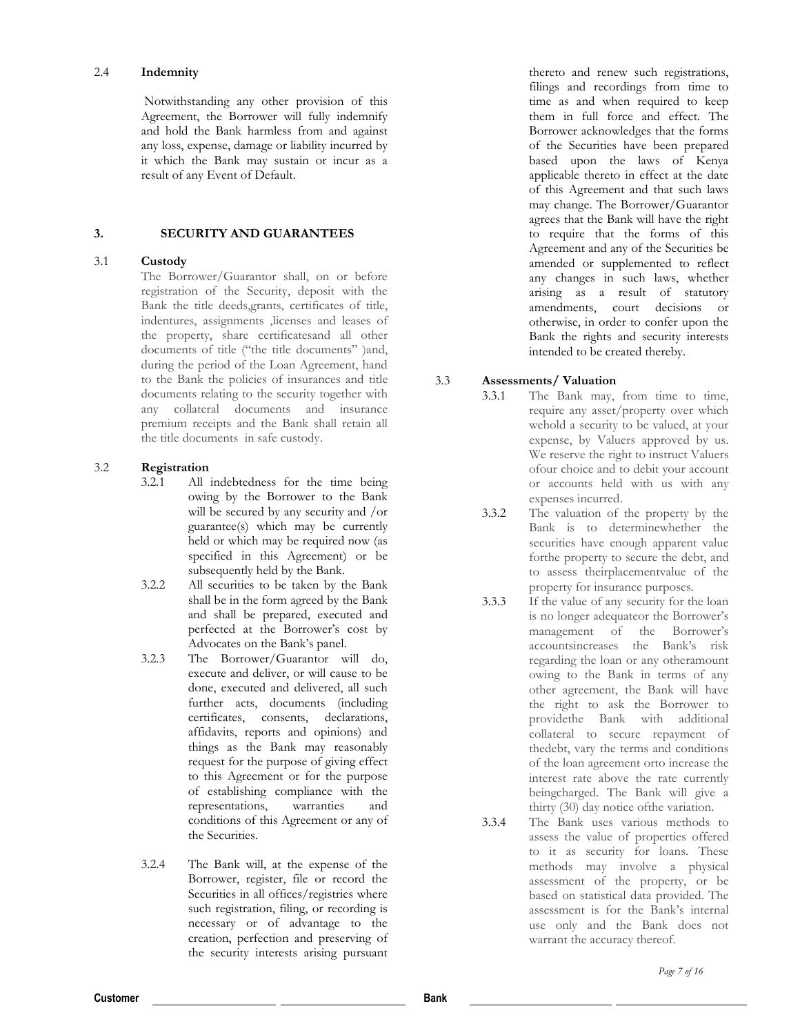### 2.4 Indemnity

Notwithstanding any other provision of this Agreement, the Borrower will fully indemnify and hold the Bank harmless from and against any loss, expense, damage or liability incurred by it which the Bank may sustain or incur as a result of any Event of Default.

## 3. SECURITY AND GUARANTEES

### 3.1 Custody

The Borrower/Guarantor shall, on or before registration of the Security, deposit with the Bank the title deeds,grants, certificates of title, indentures, assignments ,licenses and leases of the property, share certificatesand all other documents of title ("the title documents" )and, during the period of the Loan Agreement, hand to the Bank the policies of insurances and title documents relating to the security together with any collateral documents and insurance premium receipts and the Bank shall retain all the title documents in safe custody.

### 3.2 Registration

3.2.1 All indebtedness for the time being owing by the Borrower to the Bank will be secured by any security and /or guarantee(s) which may be currently held or which may be required now (as specified in this Agreement) or be subsequently held by the Bank.

3.2.2 All securities to be taken by the Bank shall be in the form agreed by the Bank and shall be prepared, executed and perfected at the Borrower's cost by Advocates on the Bank's panel.

3.2.3 The Borrower/Guarantor will do, execute and deliver, or will cause to be done, executed and delivered, all such further acts, documents (including certificates, consents, declarations, affidavits, reports and opinions) and things as the Bank may reasonably request for the purpose of giving effect to this Agreement or for the purpose of establishing compliance with the representations, warranties and conditions of this Agreement or any of the Securities.

3.2.4 The Bank will, at the expense of the Borrower, register, file or record the Securities in all offices/registries where such registration, filing, or recording is necessary or of advantage to the creation, perfection and preserving of the security interests arising pursuant thereto and renew such registrations, filings and recordings from time to time as and when required to keep them in full force and effect. The Borrower acknowledges that the forms of the Securities have been prepared based upon the laws of Kenya applicable thereto in effect at the date of this Agreement and that such laws may change. The Borrower/Guarantor agrees that the Bank will have the right to require that the forms of this Agreement and any of the Securities be amended or supplemented to reflect any changes in such laws, whether arising as a result of statutory amendments, court decisions or otherwise, in order to confer upon the Bank the rights and security interests intended to be created thereby.

### 3.3 Assessments/ Valuation

3.3.1 The Bank may, from time to time, require any asset/property over which wehold a security to be valued, at your expense, by Valuers approved by us. We reserve the right to instruct Valuers ofour choice and to debit your account or accounts held with us with any expenses incurred.

3.3.2 The valuation of the property by the Bank is to determinewhether the securities have enough apparent value forthe property to secure the debt, and to assess theirplacementvalue of the property for insurance purposes.

3.3.3 If the value of any security for the loan is no longer adequateor the Borrower's management of the Borrower's accountsincreases the Bank's risk regarding the loan or any otheramount owing to the Bank in terms of any other agreement, the Bank will have the right to ask the Borrower to providethe Bank with additional collateral to secure repayment of thedebt, vary the terms and conditions of the loan agreement orto increase the interest rate above the rate currently beingcharged. The Bank will give a thirty (30) day notice ofthe variation.

3.3.4 The Bank uses various methods to assess the value of properties offered to it as security for loans. These methods may involve a physical assessment of the property, or be based on statistical data provided. The assessment is for the Bank's internal use only and the Bank does not warrant the accuracy thereof.

Customer \_\_\_\_\_\_\_\_\_\_\_\_\_\_\_\_\_\_\_\_ \_\_\_\_\_\_\_\_\_\_\_\_\_\_\_\_\_\_\_\_ Bank \_\_\_\_\_\_\_\_\_\_\_\_\_\_\_\_\_\_\_\_ \_\_\_\_\_\_\_\_\_\_\_\_\_\_\_\_\_\_\_\_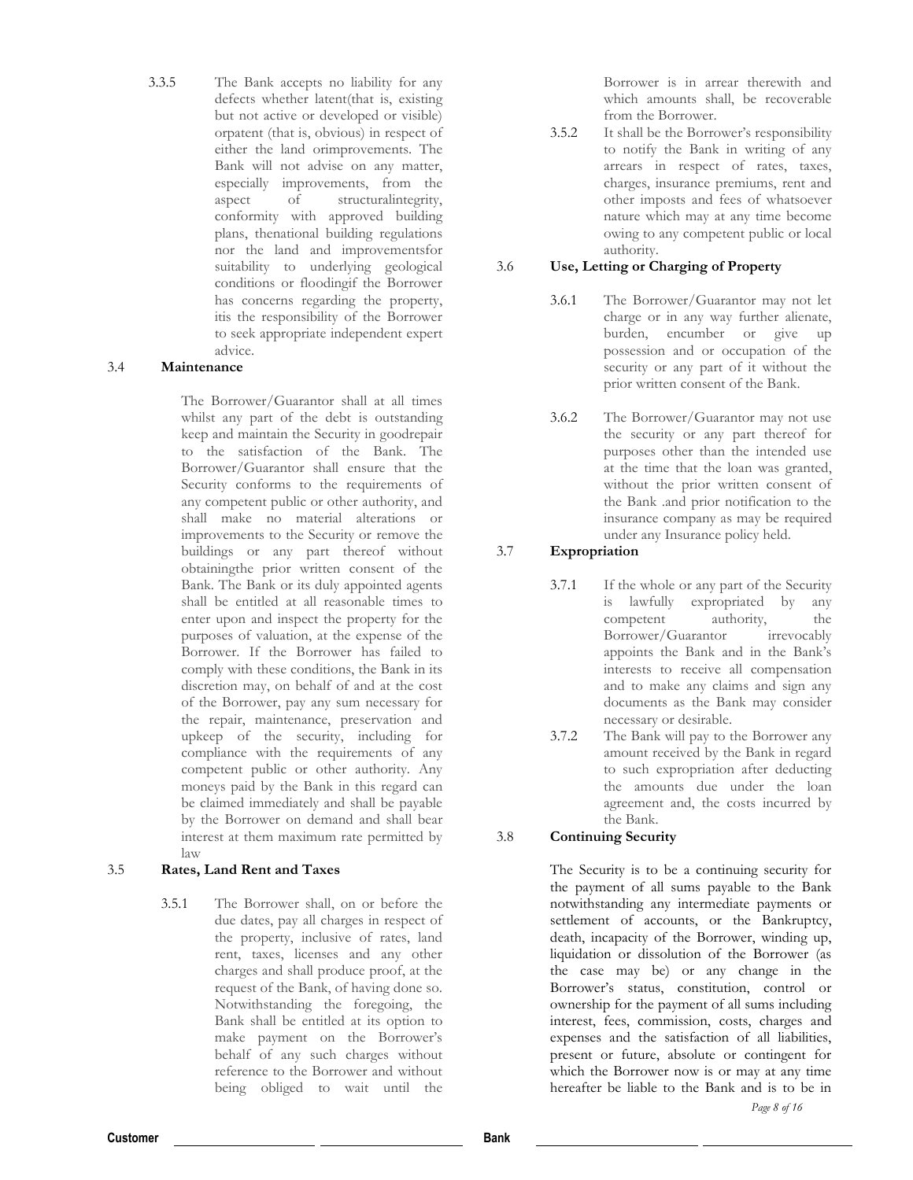3.3.5 The Bank accepts no liability for any defects whether latent(that is, existing but not active or developed or visible) orpatent (that is, obvious) in respect of either the land orimprovements. The Bank will not advise on any matter, especially improvements, from the aspect of structuralintegrity, conformity with approved building plans, thenational building regulations nor the land and improvementsfor suitability to underlying geological conditions or floodingif the Borrower has concerns regarding the property, itis the responsibility of the Borrower to seek appropriate independent expert advice.

### 3.4 Maintenance

The Borrower/Guarantor shall at all times whilst any part of the debt is outstanding keep and maintain the Security in goodrepair to the satisfaction of the Bank. The Borrower/Guarantor shall ensure that the Security conforms to the requirements of any competent public or other authority, and shall make no material alterations or improvements to the Security or remove the buildings or any part thereof without obtainingthe prior written consent of the Bank. The Bank or its duly appointed agents shall be entitled at all reasonable times to enter upon and inspect the property for the purposes of valuation, at the expense of the Borrower. If the Borrower has failed to comply with these conditions, the Bank in its discretion may, on behalf of and at the cost of the Borrower, pay any sum necessary for the repair, maintenance, preservation and upkeep of the security, including for compliance with the requirements of any competent public or other authority. Any moneys paid by the Bank in this regard can be claimed immediately and shall be payable by the Borrower on demand and shall bear interest at them maximum rate permitted by law

### 3.5 Rates, Land Rent and Taxes

3.5.1 The Borrower shall, on or before the due dates, pay all charges in respect of the property, inclusive of rates, land rent, taxes, licenses and any other charges and shall produce proof, at the request of the Bank, of having done so. Notwithstanding the foregoing, the Bank shall be entitled at its option to make payment on the Borrower's behalf of any such charges without reference to the Borrower and without being obliged to wait until the Borrower is in arrear therewith and which amounts shall, be recoverable from the Borrower.

3.5.2 It shall be the Borrower's responsibility to notify the Bank in writing of any arrears in respect of rates, taxes, charges, insurance premiums, rent and other imposts and fees of whatsoever nature which may at any time become owing to any competent public or local authority.

### 3.6 Use, Letting or Charging of Property

3.6.1 The Borrower/Guarantor may not let charge or in any way further alienate, burden, encumber or give up possession and or occupation of the security or any part of it without the prior written consent of the Bank.

3.6.2 The Borrower/Guarantor may not use the security or any part thereof for purposes other than the intended use at the time that the loan was granted, without the prior written consent of the Bank .and prior notification to the insurance company as may be required under any Insurance policy held.

### 3.7 Expropriation

3.7.1 If the whole or any part of the Security is lawfully expropriated by any competent authority, the Borrower/Guarantor irrevocably appoints the Bank and in the Bank's interests to receive all compensation and to make any claims and sign any documents as the Bank may consider necessary or desirable.

3.7.2 The Bank will pay to the Borrower any amount received by the Bank in regard to such expropriation after deducting the amounts due under the loan agreement and, the costs incurred by the Bank.

### 3.8 Continuing Security

The Security is to be a continuing security for the payment of all sums payable to the Bank notwithstanding any intermediate payments or settlement of accounts, or the Bankruptcy, death, incapacity of the Borrower, winding up, liquidation or dissolution of the Borrower (as the case may be) or any change in the Borrower's status, constitution, control or ownership for the payment of all sums including interest, fees, commission, costs, charges and expenses and the satisfaction of all liabilities, present or future, absolute or contingent for which the Borrower now is or may at any time hereafter be liable to the Bank and is to be in

Customer ____________ ____________ Bank ____________ ____________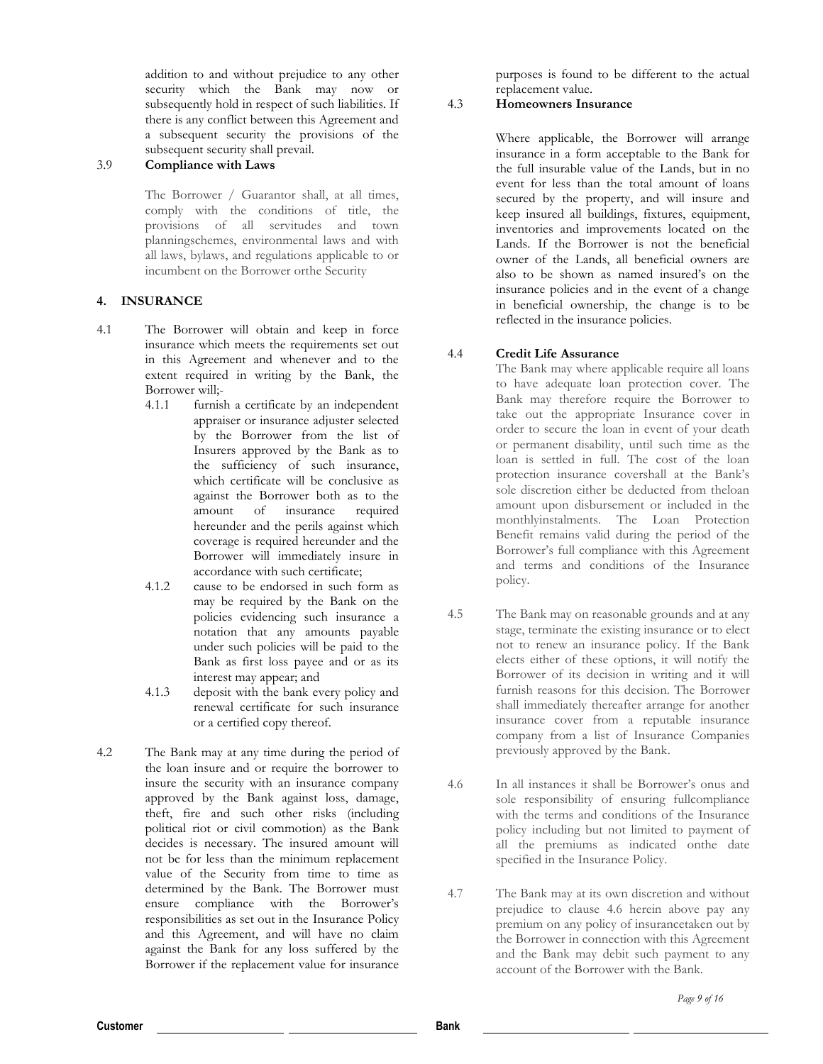addition to and without prejudice to any other security which the Bank may now or subsequently hold in respect of such liabilities. If there is any conflict between this Agreement and a subsequent security the provisions of the subsequent security shall prevail.

3.9 **Compliance with Laws**

The Borrower / Guarantor shall, at all times, comply with the conditions of title, the provisions of all servitudes and town planningschemes, environmental laws and with all laws, bylaws, and regulations applicable to or incumbent on the Borrower orthe Security

## 4. INSURANCE

4.1 The Borrower will obtain and keep in force insurance which meets the requirements set out in this Agreement and whenever and to the extent required in writing by the Bank, the Borrower will;-

4.1.1 furnish a certificate by an independent appraiser or insurance adjuster selected by the Borrower from the list of Insurers approved by the Bank as to the sufficiency of such insurance, which certificate will be conclusive as against the Borrower both as to the amount of insurance required hereunder and the perils against which coverage is required hereunder and the Borrower will immediately insure in accordance with such certificate;

4.1.2 cause to be endorsed in such form as may be required by the Bank on the policies evidencing such insurance a notation that any amounts payable under such policies will be paid to the Bank as first loss payee and or as its interest may appear; and

4.1.3 deposit with the bank every policy and renewal certificate for such insurance or a certified copy thereof.

4.2 The Bank may at any time during the period of the loan insure and or require the borrower to insure the security with an insurance company approved by the Bank against loss, damage, theft, fire and such other risks (including political riot or civil commotion) as the Bank decides is necessary. The insured amount will not be for less than the minimum replacement value of the Security from time to time as determined by the Bank. The Borrower must ensure compliance with the Borrower's responsibilities as set out in the Insurance Policy and this Agreement, and will have no claim against the Bank for any loss suffered by the Borrower if the replacement value for insurance purposes is found to be different to the actual replacement value.

4.3 **Homeowners Insurance**

Where applicable, the Borrower will arrange insurance in a form acceptable to the Bank for the full insurable value of the Lands, but in no event for less than the total amount of loans secured by the property, and will insure and keep insured all buildings, fixtures, equipment, inventories and improvements located on the Lands. If the Borrower is not the beneficial owner of the Lands, all beneficial owners are also to be shown as named insured's on the insurance policies and in the event of a change in beneficial ownership, the change is to be reflected in the insurance policies.

4.4 **Credit Life Assurance**

The Bank may where applicable require all loans to have adequate loan protection cover. The Bank may therefore require the Borrower to take out the appropriate Insurance cover in order to secure the loan in event of your death or permanent disability, until such time as the loan is settled in full. The cost of the loan protection insurance covershall at the Bank's sole discretion either be deducted from theloan amount upon disbursement or included in the monthlyinstalments. The Loan Protection Benefit remains valid during the period of the Borrower's full compliance with this Agreement and terms and conditions of the Insurance policy.

4.5 The Bank may on reasonable grounds and at any stage, terminate the existing insurance or to elect not to renew an insurance policy. If the Bank elects either of these options, it will notify the Borrower of its decision in writing and it will furnish reasons for this decision. The Borrower shall immediately thereafter arrange for another insurance cover from a reputable insurance company from a list of Insurance Companies previously approved by the Bank.

4.6 In all instances it shall be Borrower's onus and sole responsibility of ensuring fullcompliance with the terms and conditions of the Insurance policy including but not limited to payment of all the premiums as indicated onthe date specified in the Insurance Policy.

4.7 The Bank may at its own discretion and without prejudice to clause 4.6 herein above pay any premium on any policy of insurancetaken out by the Borrower in connection with this Agreement and the Bank may debit such payment to any account of the Borrower with the Bank.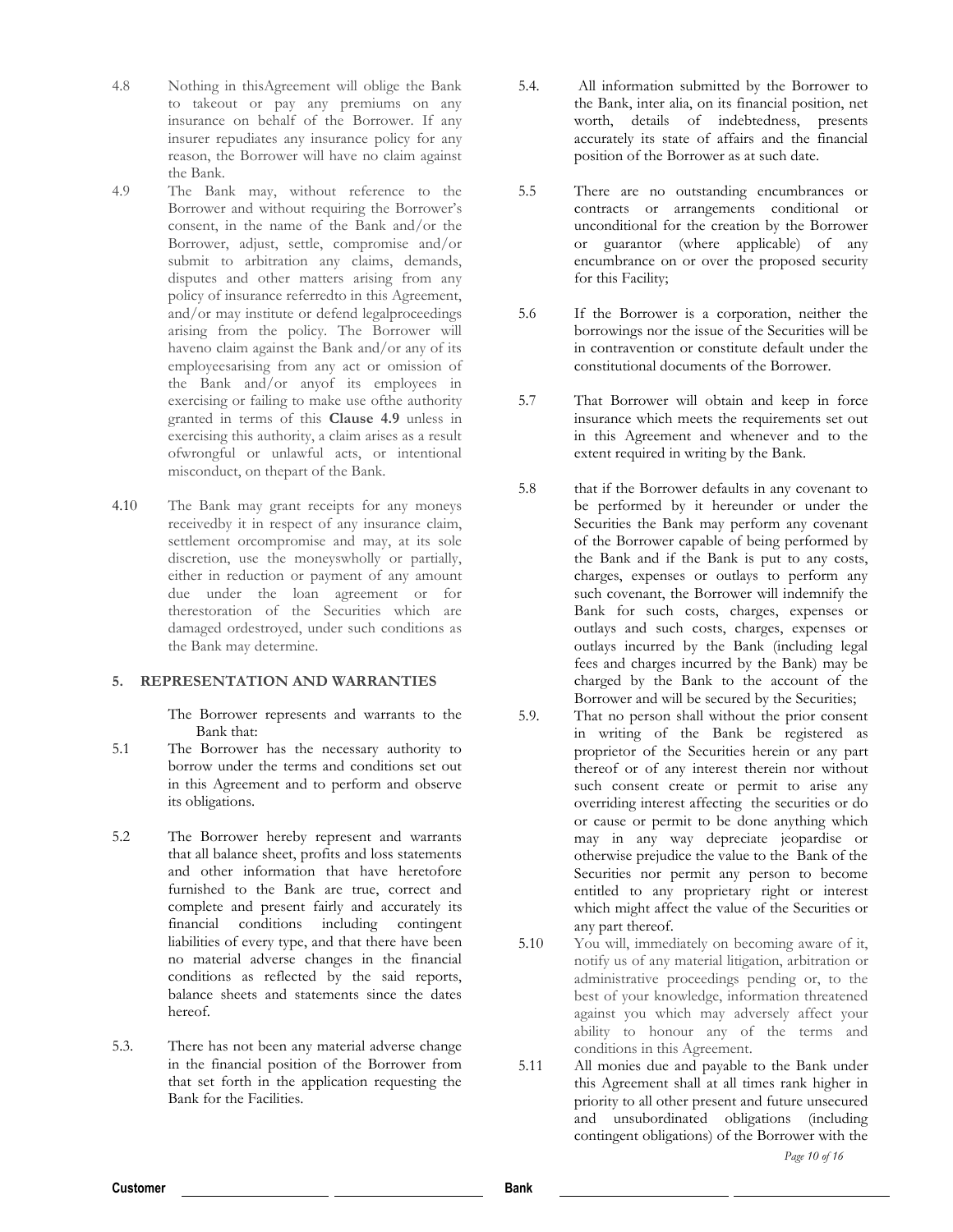4.8 Nothing in thisAgreement will oblige the Bank to takeout or pay any premiums on any insurance on behalf of the Borrower. If any insurer repudiates any insurance policy for any reason, the Borrower will have no claim against the Bank.

4.9 The Bank may, without reference to the Borrower and without requiring the Borrower's consent, in the name of the Bank and/or the Borrower, adjust, settle, compromise and/or submit to arbitration any claims, demands, disputes and other matters arising from any policy of insurance referredto in this Agreement, and/or may institute or defend legalproceedings arising from the policy. The Borrower will haveno claim against the Bank and/or any of its employeesarising from any act or omission of the Bank and/or anyof its employees in exercising or failing to make use ofthe authority granted in terms of this **Clause 4.9** unless in exercising this authority, a claim arises as a result ofwrongful or unlawful acts, or intentional misconduct, on thepart of the Bank.

4.10 The Bank may grant receipts for any moneys receivedby it in respect of any insurance claim, settlement orcompromise and may, at its sole discretion, use the moneyswholly or partially, either in reduction or payment of any amount due under the loan agreement or for therestoration of the Securities which are damaged ordestroyed, under such conditions as the Bank may determine.

## 5. REPRESENTATION AND WARRANTIES

The Borrower represents and warrants to the Bank that:

5.1 The Borrower has the necessary authority to borrow under the terms and conditions set out in this Agreement and to perform and observe its obligations.

5.2 The Borrower hereby represent and warrants that all balance sheet, profits and loss statements and other information that have heretofore furnished to the Bank are true, correct and complete and present fairly and accurately its financial conditions including contingent liabilities of every type, and that there have been no material adverse changes in the financial conditions as reflected by the said reports, balance sheets and statements since the dates hereof.

5.3. There has not been any material adverse change in the financial position of the Borrower from that set forth in the application requesting the Bank for the Facilities.

5.4. All information submitted by the Borrower to the Bank, inter alia, on its financial position, net worth, details of indebtedness, presents accurately its state of affairs and the financial position of the Borrower as at such date.

5.5 There are no outstanding encumbrances or contracts or arrangements conditional or unconditional for the creation by the Borrower or guarantor (where applicable) of any encumbrance on or over the proposed security for this Facility;

5.6 If the Borrower is a corporation, neither the borrowings nor the issue of the Securities will be in contravention or constitute default under the constitutional documents of the Borrower.

5.7 That Borrower will obtain and keep in force insurance which meets the requirements set out in this Agreement and whenever and to the extent required in writing by the Bank.

5.8 that if the Borrower defaults in any covenant to be performed by it hereunder or under the Securities the Bank may perform any covenant of the Borrower capable of being performed by the Bank and if the Bank is put to any costs, charges, expenses or outlays to perform any such covenant, the Borrower will indemnify the Bank for such costs, charges, expenses or outlays and such costs, charges, expenses or outlays incurred by the Bank (including legal fees and charges incurred by the Bank) may be charged by the Bank to the account of the Borrower and will be secured by the Securities;

5.9. That no person shall without the prior consent in writing of the Bank be registered as proprietor of the Securities herein or any part thereof or of any interest therein nor without such consent create or permit to arise any overriding interest affecting the securities or do or cause or permit to be done anything which may in any way depreciate jeopardise or otherwise prejudice the value to the Bank of the Securities nor permit any person to become entitled to any proprietary right or interest which might affect the value of the Securities or any part thereof.

5.10 You will, immediately on becoming aware of it, notify us of any material litigation, arbitration or administrative proceedings pending or, to the best of your knowledge, information threatened against you which may adversely affect your ability to honour any of the terms and conditions in this Agreement.

5.11 All monies due and payable to the Bank under this Agreement shall at all times rank higher in priority to all other present and future unsecured and unsubordinated obligations (including contingent obligations) of the Borrower with the

Customer ____________ ____________ Bank ____________ ____________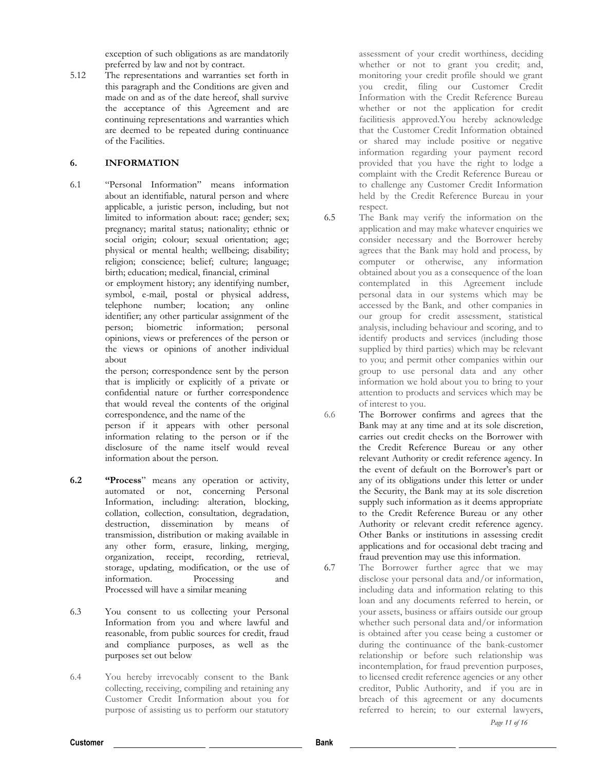exception of such obligations as are mandatorily preferred by law and not by contract.

5.12 The representations and warranties set forth in this paragraph and the Conditions are given and made on and as of the date hereof, shall survive the acceptance of this Agreement and are continuing representations and warranties which are deemed to be repeated during continuance of the Facilities.

## 6. INFORMATION

6.1 "Personal Information" means information about an identifiable, natural person and where applicable, a juristic person, including, but not limited to information about: race; gender; sex; pregnancy; marital status; nationality; ethnic or social origin; colour; sexual orientation; age; physical or mental health; wellbeing; disability; religion; conscience; belief; culture; language; birth; education; medical, financial, criminal or employment history; any identifying number, symbol, e-mail, postal or physical address, telephone number; location; any online identifier; any other particular assignment of the person; biometric information; personal opinions, views or preferences of the person or the views or opinions of another individual about the person; correspondence sent by the person that is implicitly or explicitly of a private or confidential nature or further correspondence that would reveal the contents of the original correspondence, and the name of the person if it appears with other personal information relating to the person or if the disclosure of the name itself would reveal information about the person.

**6.2 "Process"** means any operation or activity, automated or not, concerning Personal Information, including: alteration, blocking, collation, collection, consultation, degradation, destruction, dissemination by means of transmission, distribution or making available in any other form, erasure, linking, merging, organization, receipt, recording, retrieval, storage, updating, modification, or the use of information. Processing and Processed will have a similar meaning

6.3 You consent to us collecting your Personal Information from you and where lawful and reasonable, from public sources for credit, fraud and compliance purposes, as well as the purposes set out below

6.4 You hereby irrevocably consent to the Bank collecting, receiving, compiling and retaining any Customer Credit Information about you for purpose of assisting us to perform our statutory assessment of your credit worthiness, deciding whether or not to grant you credit; and, monitoring your credit profile should we grant you credit, filing our Customer Credit Information with the Credit Reference Bureau whether or not the application for credit facilitiesis approved.You hereby acknowledge that the Customer Credit Information obtained or shared may include positive or negative information regarding your payment record provided that you have the right to lodge a complaint with the Credit Reference Bureau or to challenge any Customer Credit Information held by the Credit Reference Bureau in your respect.

6.5 The Bank may verify the information on the application and may make whatever enquiries we consider necessary and the Borrower hereby agrees that the Bank may hold and process, by computer or otherwise, any information obtained about you as a consequence of the loan contemplated in this Agreement include personal data in our systems which may be accessed by the Bank, and other companies in our group for credit assessment, statistical analysis, including behaviour and scoring, and to identify products and services (including those supplied by third parties) which may be relevant to you; and permit other companies within our group to use personal data and any other information we hold about you to bring to your attention to products and services which may be of interest to you.

6.6 The Borrower confirms and agrees that the Bank may at any time and at its sole discretion, carries out credit checks on the Borrower with the Credit Reference Bureau or any other relevant Authority or credit reference agency. In the event of default on the Borrower's part or any of its obligations under this letter or under the Security, the Bank may at its sole discretion supply such information as it deems appropriate to the Credit Reference Bureau or any other Authority or relevant credit reference agency. Other Banks or institutions in assessing credit applications and for occasional debt tracing and fraud prevention may use this information.

6.7 The Borrower further agree that we may disclose your personal data and/or information, including data and information relating to this loan and any documents referred to herein, or your assets, business or affairs outside our group whether such personal data and/or information is obtained after you cease being a customer or during the continuance of the bank-customer relationship or before such relationship was incontemplation, for fraud prevention purposes, to licensed credit reference agencies or any other creditor, Public Authority, and if you are in breach of this agreement or any documents referred to herein; to our external lawyers,

Customer \_\_\_\_\_\_\_\_\_\_\_\_\_\_\_\_ \_\_\_\_\_\_\_\_\_\_\_\_\_\_\_\_ Bank \_\_\_\_\_\_\_\_\_\_\_\_\_\_\_\_ \_\_\_\_\_\_\_\_\_\_\_\_\_\_\_\_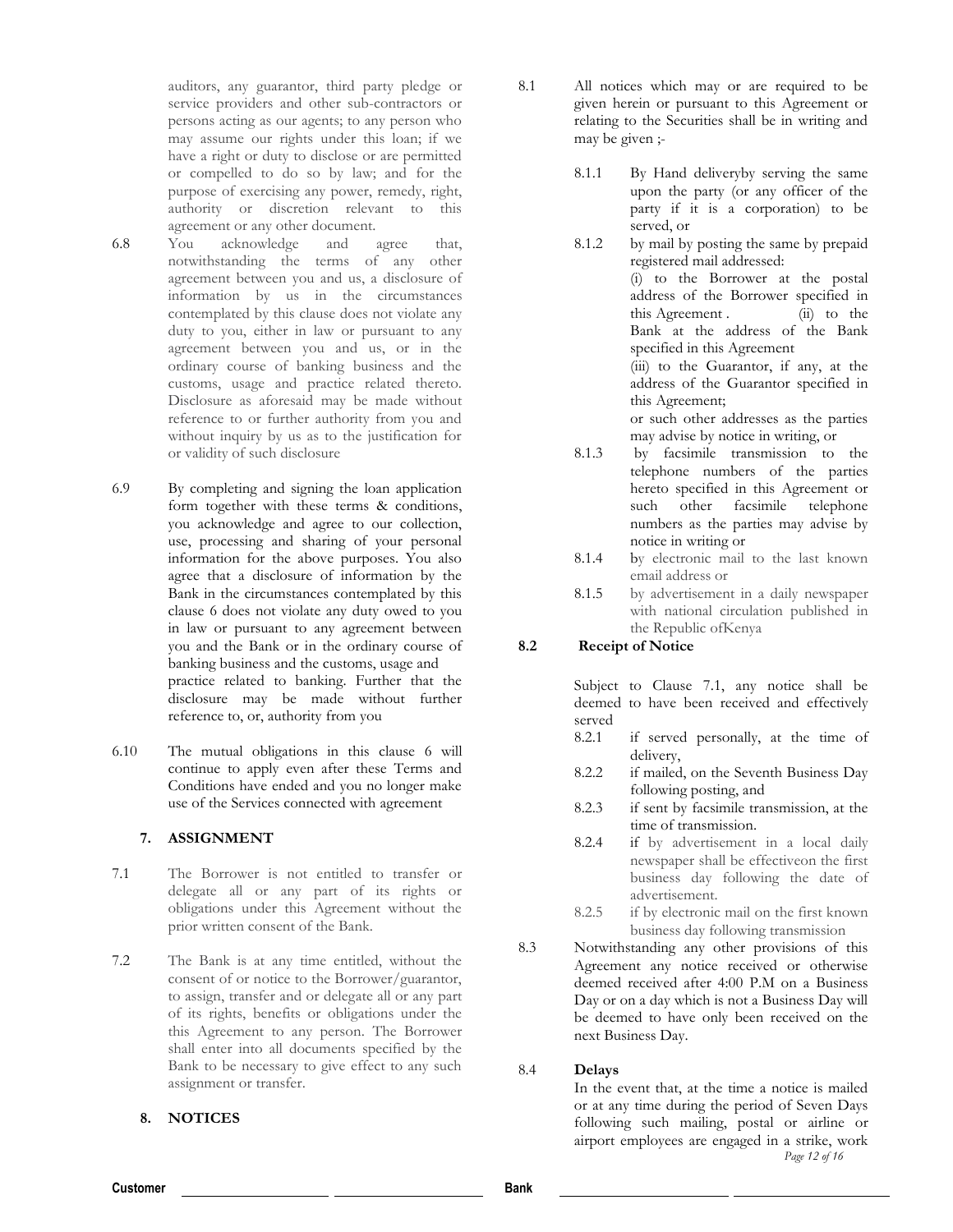auditors, any guarantor, third party pledge or service providers and other sub-contractors or persons acting as our agents; to any person who may assume our rights under this loan; if we have a right or duty to disclose or are permitted or compelled to do so by law; and for the purpose of exercising any power, remedy, right, authority or discretion relevant to this agreement or any other document.

6.8 You acknowledge and agree that, notwithstanding the terms of any other agreement between you and us, a disclosure of information by us in the circumstances contemplated by this clause does not violate any duty to you, either in law or pursuant to any agreement between you and us, or in the ordinary course of banking business and the customs, usage and practice related thereto. Disclosure as aforesaid may be made without reference to or further authority from you and without inquiry by us as to the justification for or validity of such disclosure

6.9 By completing and signing the loan application form together with these terms & conditions, you acknowledge and agree to our collection, use, processing and sharing of your personal information for the above purposes. You also agree that a disclosure of information by the Bank in the circumstances contemplated by this clause 6 does not violate any duty owed to you in law or pursuant to any agreement between you and the Bank or in the ordinary course of banking business and the customs, usage and practice related to banking. Further that the disclosure may be made without further reference to, or, authority from you

6.10 The mutual obligations in this clause 6 will continue to apply even after these Terms and Conditions have ended and you no longer make use of the Services connected with agreement

## 7. ASSIGNMENT

7.1 The Borrower is not entitled to transfer or delegate all or any part of its rights or obligations under this Agreement without the prior written consent of the Bank.

7.2 The Bank is at any time entitled, without the consent of or notice to the Borrower/guarantor, to assign, transfer and or delegate all or any part of its rights, benefits or obligations under the this Agreement to any person. The Borrower shall enter into all documents specified by the Bank to be necessary to give effect to any such assignment or transfer.

## 8. NOTICES

8.1 All notices which may or are required to be given herein or pursuant to this Agreement or relating to the Securities shall be in writing and may be given ;-

8.1.1 By Hand deliveryby serving the same upon the party (or any officer of the party if it is a corporation) to be served, or

8.1.2 by mail by posting the same by prepaid registered mail addressed:
(i) to the Borrower at the postal address of the Borrower specified in this Agreement . (ii) to the Bank at the address of the Bank specified in this Agreement
(iii) to the Guarantor, if any, at the address of the Guarantor specified in this Agreement;
or such other addresses as the parties may advise by notice in writing, or

8.1.3 by facsimile transmission to the telephone numbers of the parties hereto specified in this Agreement or such other facsimile telephone numbers as the parties may advise by notice in writing or

8.1.4 by electronic mail to the last known email address or

8.1.5 by advertisement in a daily newspaper with national circulation published in the Republic ofKenya

**8.2 Receipt of Notice**

Subject to Clause 7.1, any notice shall be deemed to have been received and effectively served

8.2.1 if served personally, at the time of delivery,

8.2.2 if mailed, on the Seventh Business Day following posting, and

8.2.3 if sent by facsimile transmission, at the time of transmission.

8.2.4 if by advertisement in a local daily newspaper shall be effectiveon the first business day following the date of advertisement.

8.2.5 if by electronic mail on the first known business day following transmission

8.3 Notwithstanding any other provisions of this Agreement any notice received or otherwise deemed received after 4:00 P.M on a Business Day or on a day which is not a Business Day will be deemed to have only been received on the next Business Day.

8.4 **Delays**

In the event that, at the time a notice is mailed or at any time during the period of Seven Days following such mailing, postal or airline or airport employees are engaged in a strike, work

Customer \_\_\_\_\_\_\_\_\_\_\_\_\_\_\_\_ \_\_\_\_\_\_\_\_\_\_\_\_\_\_\_\_ Bank \_\_\_\_\_\_\_\_\_\_\_\_\_\_\_\_ \_\_\_\_\_\_\_\_\_\_\_\_\_\_\_\_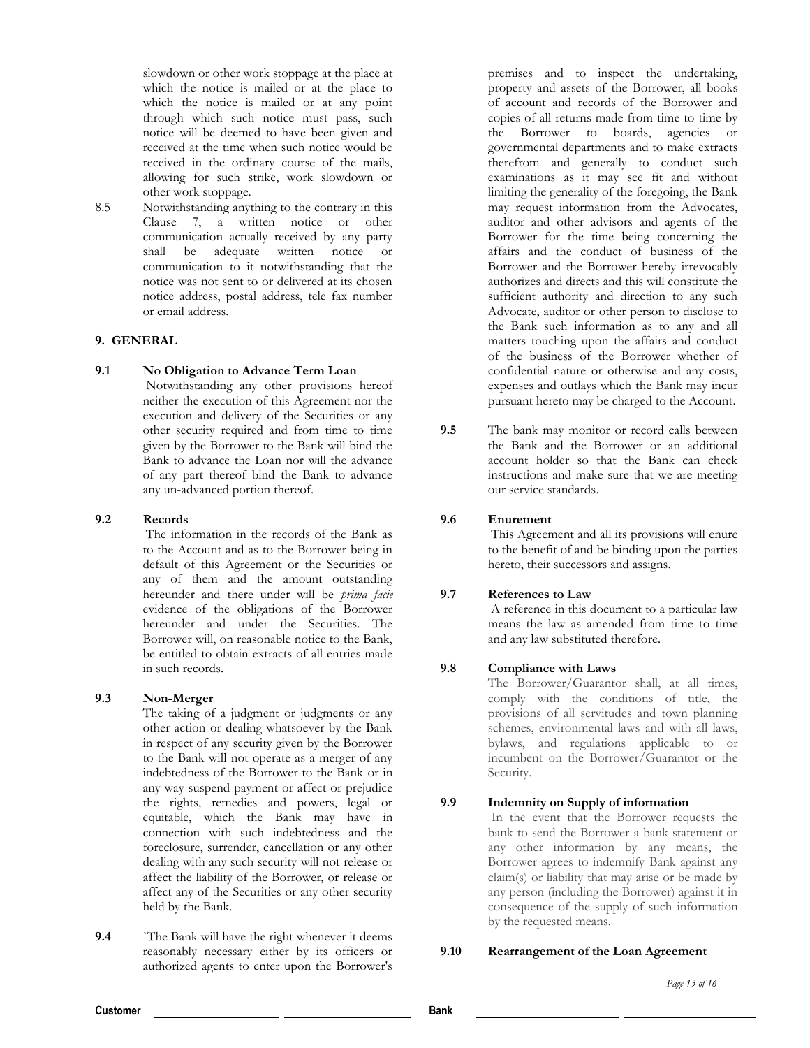slowdown or other work stoppage at the place at which the notice is mailed or at the place to which the notice is mailed or at any point through which such notice must pass, such notice will be deemed to have been given and received at the time when such notice would be received in the ordinary course of the mails, allowing for such strike, work slowdown or other work stoppage.

8.5 Notwithstanding anything to the contrary in this Clause 7, a written notice or other communication actually received by any party shall be adequate written notice or communication to it notwithstanding that the notice was not sent to or delivered at its chosen notice address, postal address, tele fax number or email address.

## 9. GENERAL

**9.1 No Obligation to Advance Term Loan**

Notwithstanding any other provisions hereof neither the execution of this Agreement nor the execution and delivery of the Securities or any other security required and from time to time given by the Borrower to the Bank will bind the Bank to advance the Loan nor will the advance of any part thereof bind the Bank to advance any un-advanced portion thereof.

**9.2 Records**

The information in the records of the Bank as to the Account and as to the Borrower being in default of this Agreement or the Securities or any of them and the amount outstanding hereunder and there under will be *prima facie* evidence of the obligations of the Borrower hereunder and under the Securities. The Borrower will, on reasonable notice to the Bank, be entitled to obtain extracts of all entries made in such records.

**9.3 Non-Merger**

The taking of a judgment or judgments or any other action or dealing whatsoever by the Bank in respect of any security given by the Borrower to the Bank will not operate as a merger of any indebtedness of the Borrower to the Bank or in any way suspend payment or affect or prejudice the rights, remedies and powers, legal or equitable, which the Bank may have in connection with such indebtedness and the foreclosure, surrender, cancellation or any other dealing with any such security will not release or affect the liability of the Borrower, or release or affect any of the Securities or any other security held by the Bank.

**9.4** `The Bank will have the right whenever it deems reasonably necessary either by its officers or authorized agents to enter upon the Borrower's premises and to inspect the undertaking, property and assets of the Borrower, all books of account and records of the Borrower and copies of all returns made from time to time by the Borrower to boards, agencies or governmental departments and to make extracts therefrom and generally to conduct such examinations as it may see fit and without limiting the generality of the foregoing, the Bank may request information from the Advocates, auditor and other advisors and agents of the Borrower for the time being concerning the affairs and the conduct of business of the Borrower and the Borrower hereby irrevocably authorizes and directs and this will constitute the sufficient authority and direction to any such Advocate, auditor or other person to disclose to the Bank such information as to any and all matters touching upon the affairs and conduct of the business of the Borrower whether of confidential nature or otherwise and any costs, expenses and outlays which the Bank may incur pursuant hereto may be charged to the Account.

**9.5** The bank may monitor or record calls between the Bank and the Borrower or an additional account holder so that the Bank can check instructions and make sure that we are meeting our service standards.

**9.6 Enurement**

This Agreement and all its provisions will enure to the benefit of and be binding upon the parties hereto, their successors and assigns.

**9.7 References to Law**

A reference in this document to a particular law means the law as amended from time to time and any law substituted therefore.

**9.8 Compliance with Laws**

The Borrower/Guarantor shall, at all times, comply with the conditions of title, the provisions of all servitudes and town planning schemes, environmental laws and with all laws, bylaws, and regulations applicable to or incumbent on the Borrower/Guarantor or the Security.

**9.9 Indemnity on Supply of information**

In the event that the Borrower requests the bank to send the Borrower a bank statement or any other information by any means, the Borrower agrees to indemnify Bank against any claim(s) or liability that may arise or be made by any person (including the Borrower) against it in consequence of the supply of such information by the requested means.

**9.10 Rearrangement of the Loan Agreement**

Customer ____________ ____________ Bank ____________ ____________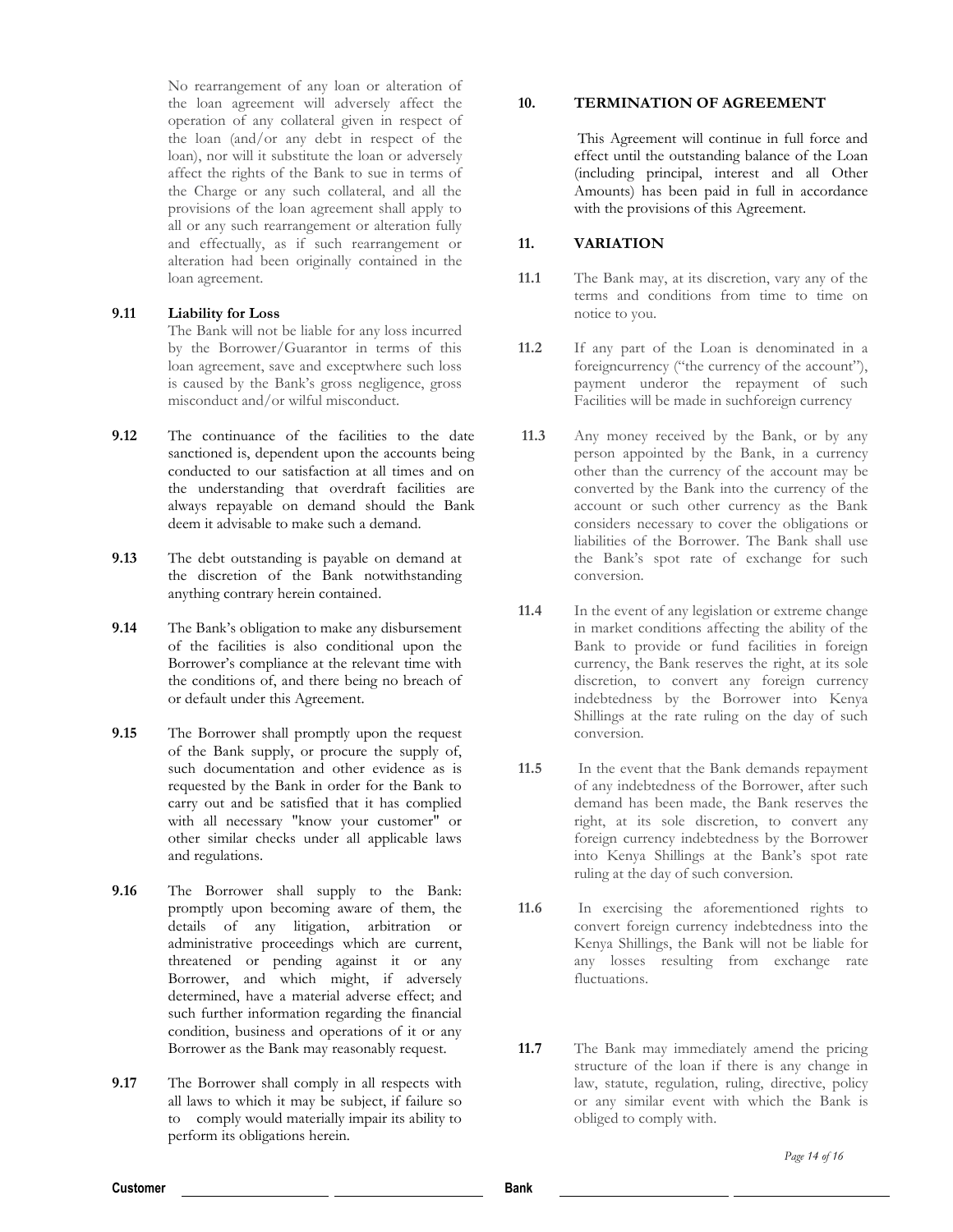No rearrangement of any loan or alteration of the loan agreement will adversely affect the operation of any collateral given in respect of the loan (and/or any debt in respect of the loan), nor will it substitute the loan or adversely affect the rights of the Bank to sue in terms of the Charge or any such collateral, and all the provisions of the loan agreement shall apply to all or any such rearrangement or alteration fully and effectually, as if such rearrangement or alteration had been originally contained in the loan agreement.

**9.11 Liability for Loss**

The Bank will not be liable for any loss incurred by the Borrower/Guarantor in terms of this loan agreement, save and exceptwhere such loss is caused by the Bank's gross negligence, gross misconduct and/or wilful misconduct.

**9.12** The continuance of the facilities to the date sanctioned is, dependent upon the accounts being conducted to our satisfaction at all times and on the understanding that overdraft facilities are always repayable on demand should the Bank deem it advisable to make such a demand.

**9.13** The debt outstanding is payable on demand at the discretion of the Bank notwithstanding anything contrary herein contained.

**9.14** The Bank's obligation to make any disbursement of the facilities is also conditional upon the Borrower's compliance at the relevant time with the conditions of, and there being no breach of or default under this Agreement.

**9.15** The Borrower shall promptly upon the request of the Bank supply, or procure the supply of, such documentation and other evidence as is requested by the Bank in order for the Bank to carry out and be satisfied that it has complied with all necessary "know your customer" or other similar checks under all applicable laws and regulations.

**9.16** The Borrower shall supply to the Bank: promptly upon becoming aware of them, the details of any litigation, arbitration or administrative proceedings which are current, threatened or pending against it or any Borrower, and which might, if adversely determined, have a material adverse effect; and such further information regarding the financial condition, business and operations of it or any Borrower as the Bank may reasonably request.

**9.17** The Borrower shall comply in all respects with all laws to which it may be subject, if failure so to comply would materially impair its ability to perform its obligations herein.

## 10. TERMINATION OF AGREEMENT

This Agreement will continue in full force and effect until the outstanding balance of the Loan (including principal, interest and all Other Amounts) has been paid in full in accordance with the provisions of this Agreement.

## 11. VARIATION

**11.1** The Bank may, at its discretion, vary any of the terms and conditions from time to time on notice to you.

**11.2** If any part of the Loan is denominated in a foreigncurrency ("the currency of the account"), payment underor the repayment of such Facilities will be made in suchforeign currency

**11.3** Any money received by the Bank, or by any person appointed by the Bank, in a currency other than the currency of the account may be converted by the Bank into the currency of the account or such other currency as the Bank considers necessary to cover the obligations or liabilities of the Borrower. The Bank shall use the Bank's spot rate of exchange for such conversion.

**11.4** In the event of any legislation or extreme change in market conditions affecting the ability of the Bank to provide or fund facilities in foreign currency, the Bank reserves the right, at its sole discretion, to convert any foreign currency indebtedness by the Borrower into Kenya Shillings at the rate ruling on the day of such conversion.

**11.5** In the event that the Bank demands repayment of any indebtedness of the Borrower, after such demand has been made, the Bank reserves the right, at its sole discretion, to convert any foreign currency indebtedness by the Borrower into Kenya Shillings at the Bank's spot rate ruling at the day of such conversion.

**11.6** In exercising the aforementioned rights to convert foreign currency indebtedness into the Kenya Shillings, the Bank will not be liable for any losses resulting from exchange rate fluctuations.

**11.7** The Bank may immediately amend the pricing structure of the loan if there is any change in law, statute, regulation, ruling, directive, policy or any similar event with which the Bank is obliged to comply with.

**Customer** ____________________ ____________________ **Bank** ____________________ ____________________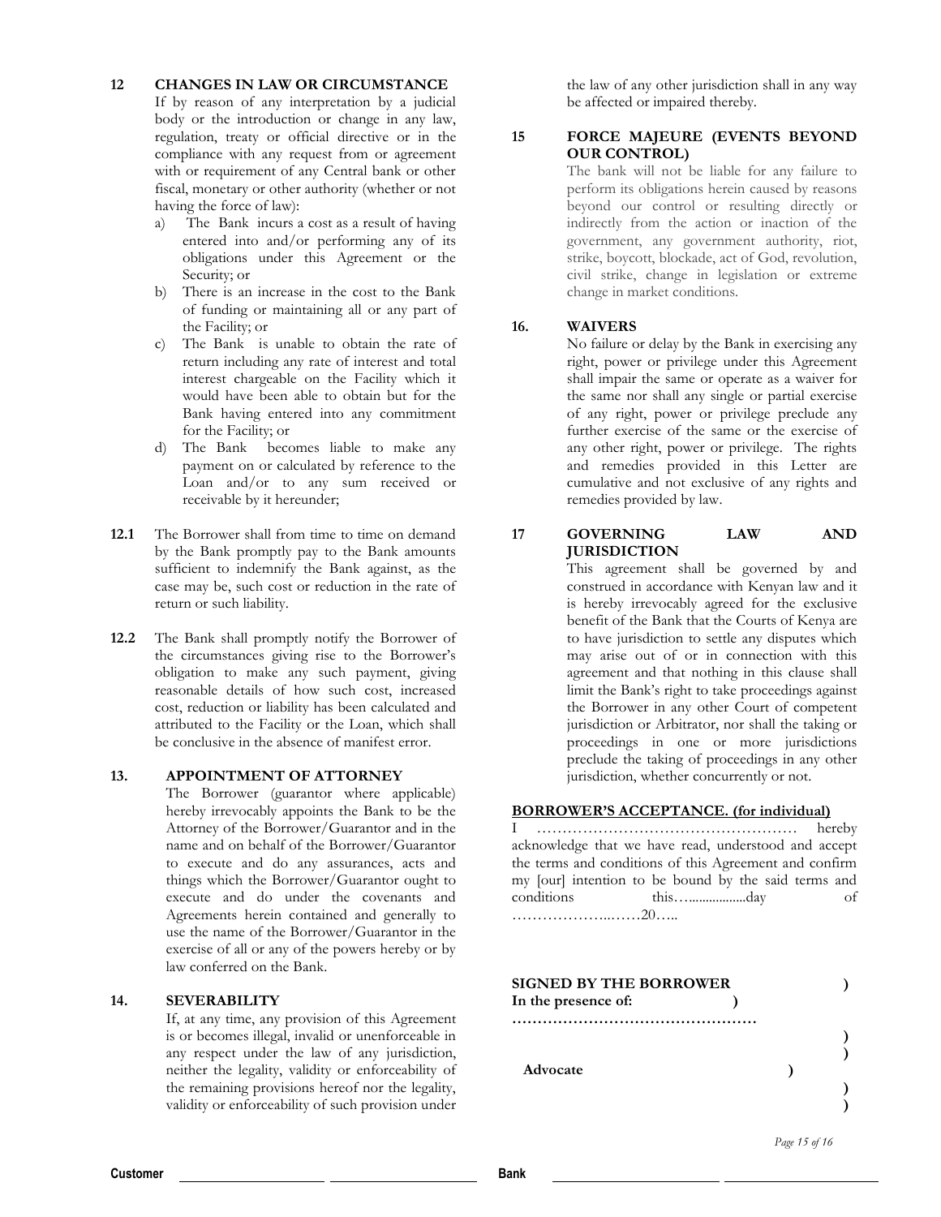**12 CHANGES IN LAW OR CIRCUMSTANCE**

If by reason of any interpretation by a judicial body or the introduction or change in any law, regulation, treaty or official directive or in the compliance with any request from or agreement with or requirement of any Central bank or other fiscal, monetary or other authority (whether or not having the force of law):

a) The Bank incurs a cost as a result of having entered into and/or performing any of its obligations under this Agreement or the Security; or
b) There is an increase in the cost to the Bank of funding or maintaining all or any part of the Facility; or
c) The Bank is unable to obtain the rate of return including any rate of interest and total interest chargeable on the Facility which it would have been able to obtain but for the Bank having entered into any commitment for the Facility; or
d) The Bank becomes liable to make any payment on or calculated by reference to the Loan and/or to any sum received or receivable by it hereunder;

**12.1** The Borrower shall from time to time on demand by the Bank promptly pay to the Bank amounts sufficient to indemnify the Bank against, as the case may be, such cost or reduction in the rate of return or such liability.

**12.2** The Bank shall promptly notify the Borrower of the circumstances giving rise to the Borrower's obligation to make any such payment, giving reasonable details of how such cost, increased cost, reduction or liability has been calculated and attributed to the Facility or the Loan, which shall be conclusive in the absence of manifest error.

**13. APPOINTMENT OF ATTORNEY**

The Borrower (guarantor where applicable) hereby irrevocably appoints the Bank to be the Attorney of the Borrower/Guarantor and in the name and on behalf of the Borrower/Guarantor to execute and do any assurances, acts and things which the Borrower/Guarantor ought to execute and do under the covenants and Agreements herein contained and generally to use the name of the Borrower/Guarantor in the exercise of all or any of the powers hereby or by law conferred on the Bank.

**14. SEVERABILITY**

If, at any time, any provision of this Agreement is or becomes illegal, invalid or unenforceable in any respect under the law of any jurisdiction, neither the legality, validity or enforceability of the remaining provisions hereof nor the legality, validity or enforceability of such provision under the law of any other jurisdiction shall in any way be affected or impaired thereby.

**15 FORCE MAJEURE (EVENTS BEYOND OUR CONTROL)**

The bank will not be liable for any failure to perform its obligations herein caused by reasons beyond our control or resulting directly or indirectly from the action or inaction of the government, any government authority, riot, strike, boycott, blockade, act of God, revolution, civil strike, change in legislation or extreme change in market conditions.

**16. WAIVERS**

No failure or delay by the Bank in exercising any right, power or privilege under this Agreement shall impair the same or operate as a waiver for the same nor shall any single or partial exercise of any right, power or privilege preclude any further exercise of the same or the exercise of any other right, power or privilege. The rights and remedies provided in this Letter are cumulative and not exclusive of any rights and remedies provided by law.

**17 GOVERNING LAW AND JURISDICTION**

This agreement shall be governed by and construed in accordance with Kenyan law and it is hereby irrevocably agreed for the exclusive benefit of the Bank that the Courts of Kenya are to have jurisdiction to settle any disputes which may arise out of or in connection with this agreement and that nothing in this clause shall limit the Bank's right to take proceedings against the Borrower in any other Court of competent jurisdiction or Arbitrator, nor shall the taking or proceedings in one or more jurisdictions preclude the taking of proceedings in any other jurisdiction, whether concurrently or not.

**BORROWER'S ACCEPTANCE. (for individual)**

I …………………………………………… hereby acknowledge that we have read, understood and accept the terms and conditions of this Agreement and confirm my [our] intention to be bound by the said terms and conditions this…................day of ………………..……20…..

**SIGNED BY THE BORROWER** )
**In the presence of:** )
………………………………………… )
)
**Advocate** )
)
)

Customer ____________________ ____________________ Bank ____________________ ____________________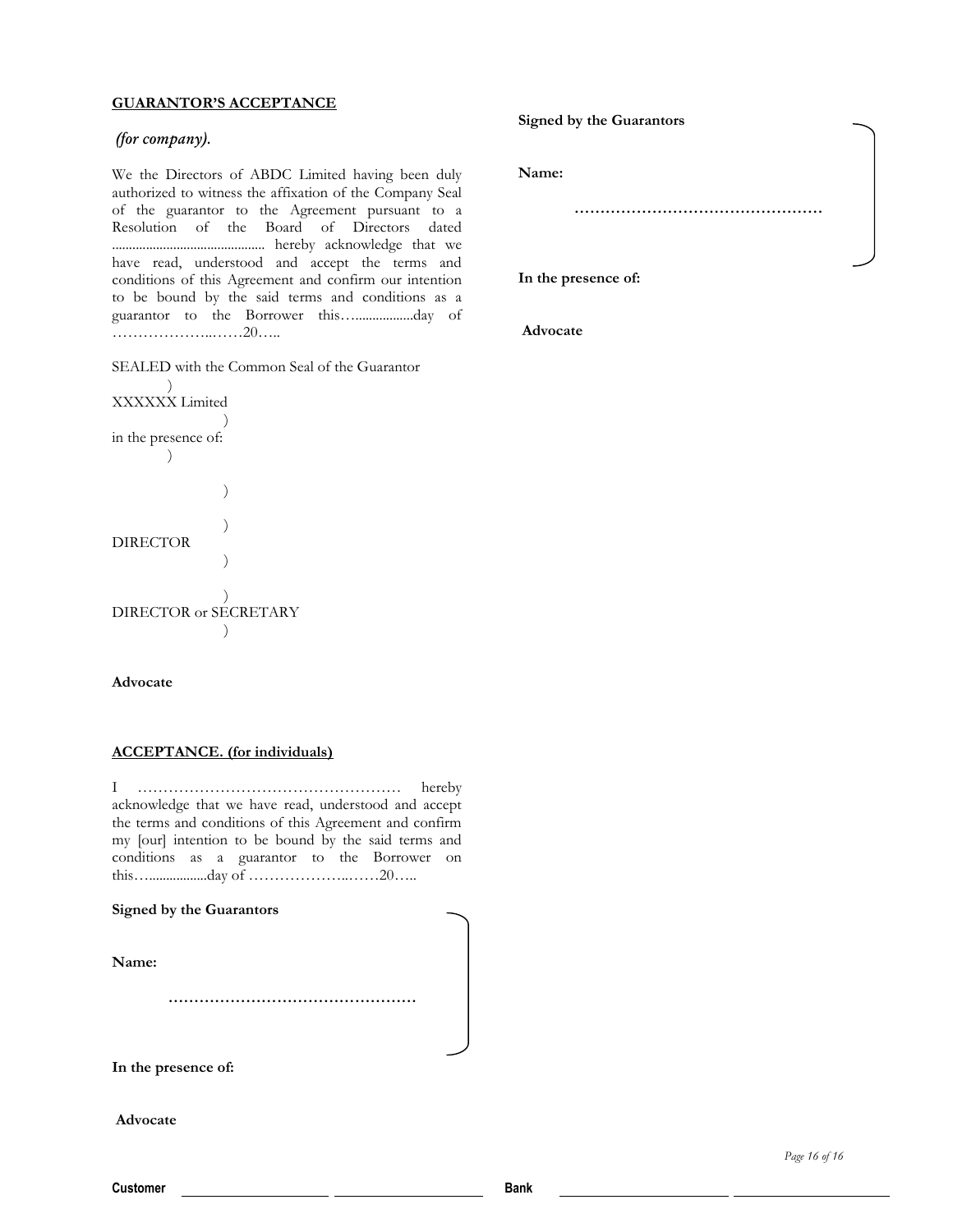**GUARANTOR'S ACCEPTANCE**

*(for company).*

We the Directors of ABDC Limited having been duly authorized to witness the affixation of the Company Seal of the guarantor to the Agreement pursuant to a Resolution of the Board of Directors dated ............................................ hereby acknowledge that we have read, understood and accept the terms and conditions of this Agreement and confirm our intention to be bound by the said terms and conditions as a guarantor to the Borrower this…................day of ………………..……20…..

SEALED with the Common Seal of the Guarantor )
XXXXXX Limited )
in the presence of: )

)

)
DIRECTOR )

)
DIRECTOR or SECRETARY )

**Advocate**

**ACCEPTANCE. (for individuals)**

I …………………………………………… hereby acknowledge that we have read, understood and accept the terms and conditions of this Agreement and confirm my [our] intention to be bound by the said terms and conditions as a guarantor to the Borrower on this…................day of ………………..……20…..

**Signed by the Guarantors**

**Name:**

…………………………………………

**In the presence of:**

**Advocate**

**Signed by the Guarantors**

**Name:**

…………………………………………

**In the presence of:**

**Advocate**

**Customer** \_\_\_\_\_\_\_\_\_\_\_\_\_\_\_\_\_\_\_\_ \_\_\_\_\_\_\_\_\_\_\_\_\_\_\_\_\_\_\_\_ **Bank** \_\_\_\_\_\_\_\_\_\_\_\_\_\_\_\_\_\_\_\_ \_\_\_\_\_\_\_\_\_\_\_\_\_\_\_\_\_\_\_\_